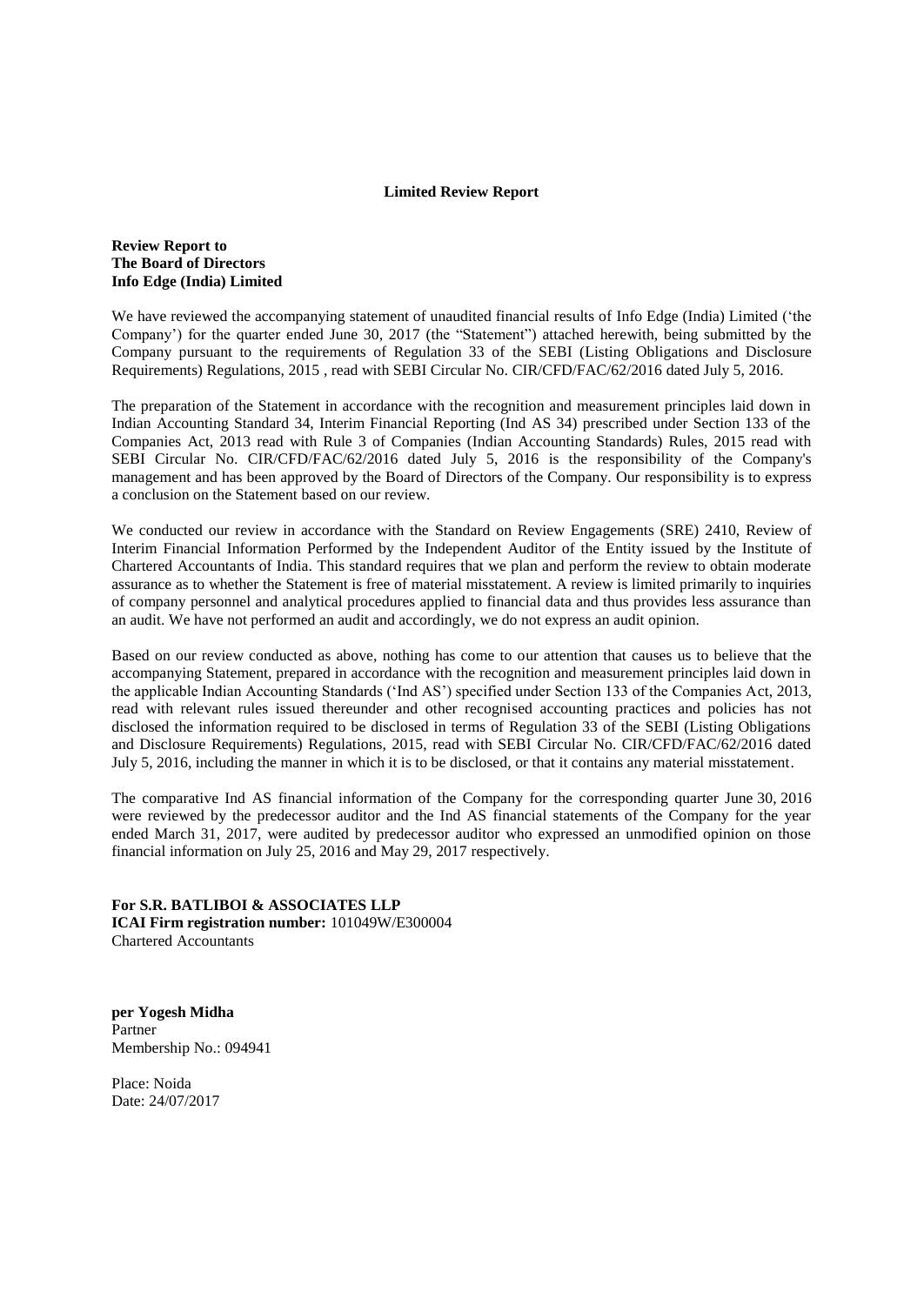# Limited Review Report

**Review Report to**
**The Board of Directors**
**Info Edge (India) Limited**

We have reviewed the accompanying statement of unaudited financial results of Info Edge (India) Limited ('the Company') for the quarter ended June 30, 2017 (the "Statement") attached herewith, being submitted by the Company pursuant to the requirements of Regulation 33 of the SEBI (Listing Obligations and Disclosure Requirements) Regulations, 2015 , read with SEBI Circular No. CIR/CFD/FAC/62/2016 dated July 5, 2016.

The preparation of the Statement in accordance with the recognition and measurement principles laid down in Indian Accounting Standard 34, Interim Financial Reporting (Ind AS 34) prescribed under Section 133 of the Companies Act, 2013 read with Rule 3 of Companies (Indian Accounting Standards) Rules, 2015 read with SEBI Circular No. CIR/CFD/FAC/62/2016 dated July 5, 2016 is the responsibility of the Company's management and has been approved by the Board of Directors of the Company. Our responsibility is to express a conclusion on the Statement based on our review.

We conducted our review in accordance with the Standard on Review Engagements (SRE) 2410, Review of Interim Financial Information Performed by the Independent Auditor of the Entity issued by the Institute of Chartered Accountants of India. This standard requires that we plan and perform the review to obtain moderate assurance as to whether the Statement is free of material misstatement. A review is limited primarily to inquiries of company personnel and analytical procedures applied to financial data and thus provides less assurance than an audit. We have not performed an audit and accordingly, we do not express an audit opinion.

Based on our review conducted as above, nothing has come to our attention that causes us to believe that the accompanying Statement, prepared in accordance with the recognition and measurement principles laid down in the applicable Indian Accounting Standards ('Ind AS') specified under Section 133 of the Companies Act, 2013, read with relevant rules issued thereunder and other recognised accounting practices and policies has not disclosed the information required to be disclosed in terms of Regulation 33 of the SEBI (Listing Obligations and Disclosure Requirements) Regulations, 2015, read with SEBI Circular No. CIR/CFD/FAC/62/2016 dated July 5, 2016, including the manner in which it is to be disclosed, or that it contains any material misstatement.

The comparative Ind AS financial information of the Company for the corresponding quarter June 30, 2016 were reviewed by the predecessor auditor and the Ind AS financial statements of the Company for the year ended March 31, 2017, were audited by predecessor auditor who expressed an unmodified opinion on those financial information on July 25, 2016 and May 29, 2017 respectively.

**For S.R. BATLIBOI & ASSOCIATES LLP**
**ICAI Firm registration number:** 101049W/E300004
Chartered Accountants

**per Yogesh Midha**
Partner
Membership No.: 094941

Place: Noida
Date: 24/07/2017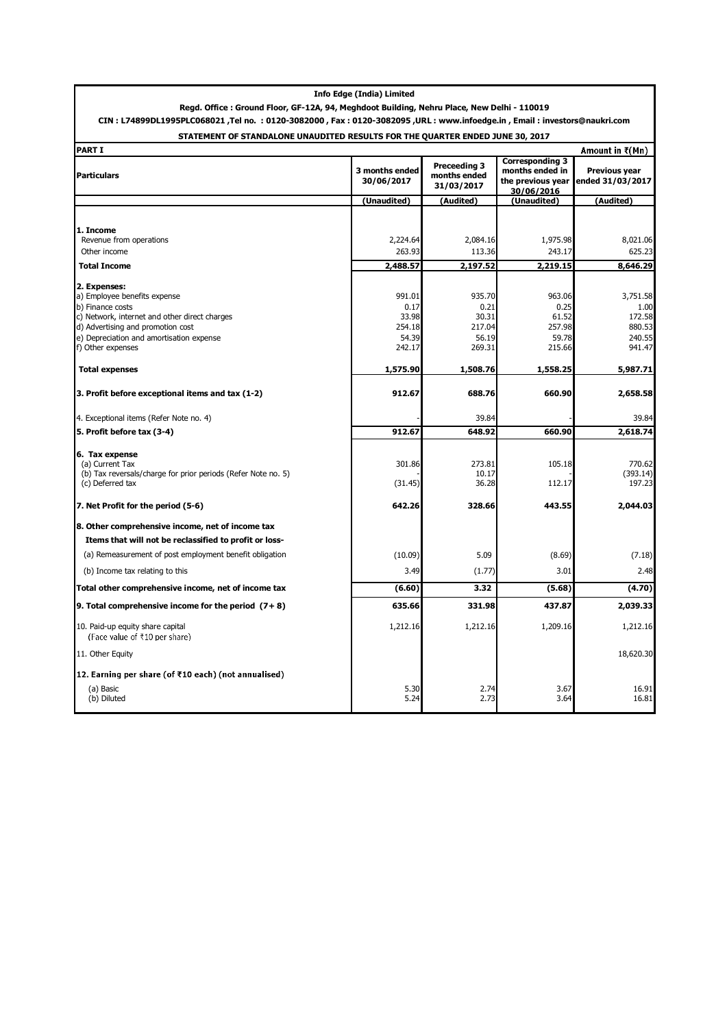**Info Edge (India) Limited**

**Regd. Office : Ground Floor, GF-12A, 94, Meghdoot Building, Nehru Place, New Delhi - 110019**

**CIN : L74899DL1995PLC068021 ,Tel no. : 0120-3082000 , Fax : 0120-3082095 ,URL : www.infoedge.in , Email : investors@naukri.com**

**STATEMENT OF STANDALONE UNAUDITED RESULTS FOR THE QUARTER ENDED JUNE 30, 2017**

**PART I** — Amount in ₹(Mn)

| Particulars | 3 months ended 30/06/2017 | Preceeding 3 months ended 31/03/2017 | Corresponding 3 months ended in the previous year 30/06/2016 | Previous year ended 31/03/2017 |
|---|---|---|---|---|
| | (Unaudited) | (Audited) | (Unaudited) | (Audited) |
| **1. Income** | | | | |
| Revenue from operations | 2,224.64 | 2,084.16 | 1,975.98 | 8,021.06 |
| Other income | 263.93 | 113.36 | 243.17 | 625.23 |
| **Total Income** | **2,488.57** | **2,197.52** | **2,219.15** | **8,646.29** |
| **2. Expenses:** | | | | |
| a) Employee benefits expense | 991.01 | 935.70 | 963.06 | 3,751.58 |
| b) Finance costs | 0.17 | 0.21 | 0.25 | 1.00 |
| c) Network, internet and other direct charges | 33.98 | 30.31 | 61.52 | 172.58 |
| d) Advertising and promotion cost | 254.18 | 217.04 | 257.98 | 880.53 |
| e) Depreciation and amortisation expense | 54.39 | 56.19 | 59.78 | 240.55 |
| f) Other expenses | 242.17 | 269.31 | 215.66 | 941.47 |
| **Total expenses** | **1,575.90** | **1,508.76** | **1,558.25** | **5,987.71** |
| **3. Profit before exceptional items and tax (1-2)** | **912.67** | **688.76** | **660.90** | **2,658.58** |
| 4. Exceptional items (Refer Note no. 4) | - | 39.84 | - | 39.84 |
| **5. Profit before tax (3-4)** | **912.67** | **648.92** | **660.90** | **2,618.74** |
| **6. Tax expense** | | | | |
| (a) Current Tax | 301.86 | 273.81 | 105.18 | 770.62 |
| (b) Tax reversals/charge for prior periods (Refer Note no. 5) | - | 10.17 | - | (393.14) |
| (c) Deferred tax | (31.45) | 36.28 | 112.17 | 197.23 |
| **7. Net Profit for the period (5-6)** | **642.26** | **328.66** | **443.55** | **2,044.03** |
| **8. Other comprehensive income, net of income tax** | | | | |
| **Items that will not be reclassified to profit or loss-** | | | | |
| (a) Remeasurement of post employment benefit obligation | (10.09) | 5.09 | (8.69) | (7.18) |
| (b) Income tax relating to this | 3.49 | (1.77) | 3.01 | 2.48 |
| **Total other comprehensive income, net of income tax** | **(6.60)** | **3.32** | **(5.68)** | **(4.70)** |
| **9. Total comprehensive income for the period (7+8)** | **635.66** | **331.98** | **437.87** | **2,039.33** |
| 10. Paid-up equity share capital (Face value of ₹10 per share) | 1,212.16 | 1,212.16 | 1,209.16 | 1,212.16 |
| 11. Other Equity | | | | 18,620.30 |
| **12. Earning per share (of ₹10 each) (not annualised)** | | | | |
| (a) Basic | 5.30 | 2.74 | 3.67 | 16.91 |
| (b) Diluted | 5.24 | 2.73 | 3.64 | 16.81 |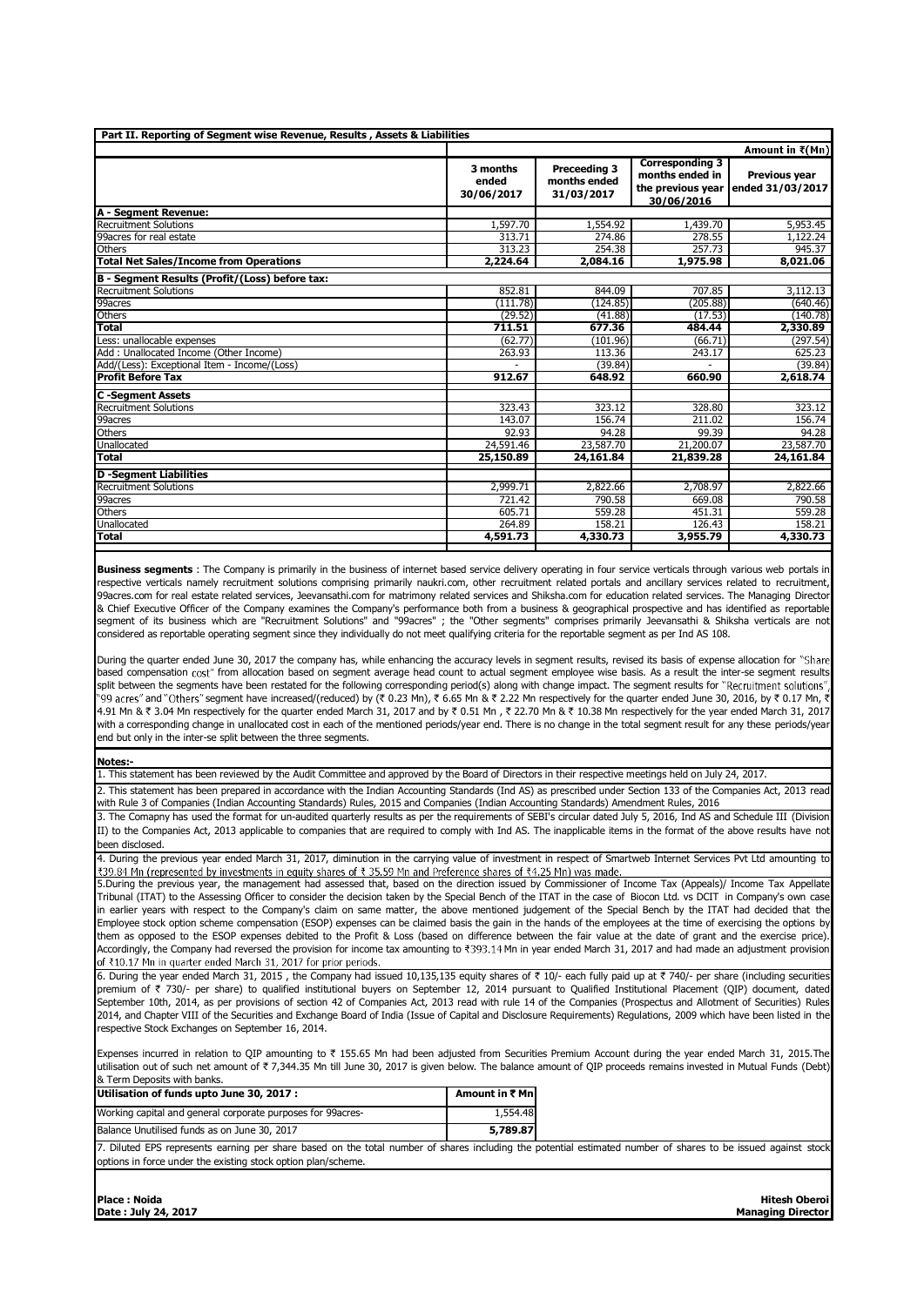**Part II. Reporting of Segment wise Revenue, Results , Assets & Liabilities**

Amount in ₹(Mn)

| | 3 months ended 30/06/2017 | Preceeding 3 months ended 31/03/2017 | Corresponding 3 months ended in the previous year 30/06/2016 | Previous year ended 31/03/2017 |
|---|---|---|---|---|
| **A - Segment Revenue:** | | | | |
| Recruitment Solutions | 1,597.70 | 1,554.92 | 1,439.70 | 5,953.45 |
| 99acres for real estate | 313.71 | 274.86 | 278.55 | 1,122.24 |
| Others | 313.23 | 254.38 | 257.73 | 945.37 |
| **Total Net Sales/Income from Operations** | **2,224.64** | **2,084.16** | **1,975.98** | **8,021.06** |
| **B - Segment Results (Profit/(Loss) before tax:** | | | | |
| Recruitment Solutions | 852.81 | 844.09 | 707.85 | 3,112.13 |
| 99acres | (111.78) | (124.85) | (205.88) | (640.46) |
| Others | (29.52) | (41.88) | (17.53) | (140.78) |
| **Total** | **711.51** | **677.36** | **484.44** | **2,330.89** |
| Less: unallocable expenses | (62.77) | (101.96) | (66.71) | (297.54) |
| Add : Unallocated Income (Other Income) | 263.93 | 113.36 | 243.17 | 625.23 |
| Add/(Less): Exceptional Item - Income/(Loss) | - | (39.84) | - | (39.84) |
| **Profit Before Tax** | **912.67** | **648.92** | **660.90** | **2,618.74** |
| **C -Segment Assets** | | | | |
| Recruitment Solutions | 323.43 | 323.12 | 328.80 | 323.12 |
| 99acres | 143.07 | 156.74 | 211.02 | 156.74 |
| Others | 92.93 | 94.28 | 99.39 | 94.28 |
| Unallocated | 24,591.46 | 23,587.70 | 21,200.07 | 23,587.70 |
| **Total** | **25,150.89** | **24,161.84** | **21,839.28** | **24,161.84** |
| **D -Segment Liabilities** | | | | |
| Recruitment Solutions | 2,999.71 | 2,822.66 | 2,708.97 | 2,822.66 |
| 99acres | 721.42 | 790.58 | 669.08 | 790.58 |
| Others | 605.71 | 559.28 | 451.31 | 559.28 |
| Unallocated | 264.89 | 158.21 | 126.43 | 158.21 |
| **Total** | **4,591.73** | **4,330.73** | **3,955.79** | **4,330.73** |

**Business segments** : The Company is primarily in the business of internet based service delivery operating in four service verticals through various web portals in respective verticals namely recruitment solutions comprising primarily naukri.com, other recruitment related portals and ancillary services related to recruitment, 99acres.com for real estate related services, Jeevansathi.com for matrimony related services and Shiksha.com for education related services. The Managing Director & Chief Executive Officer of the Company examines the Company's performance both from a business & geographical prospective and has identified as reportable segment of its business which are "Recruitment Solutions" and "99acres" ; the "Other segments" comprises primarily Jeevansathi & Shiksha verticals are not considered as reportable operating segment since they individually do not meet qualifying criteria for the reportable segment as per Ind AS 108.

During the quarter ended June 30, 2017 the company has, while enhancing the accuracy levels in segment results, revised its basis of expense allocation for "Share based compensation cost" from allocation based on segment average head count to actual segment employee wise basis. As a result the inter-se segment results split between the segments have been restated for the following corresponding period(s) along with change impact. The segment results for "Recruitment solutions", "99 acres" and "Others" segment have increased/(reduced) by (₹ 0.23 Mn), ₹ 6.65 Mn & ₹ 2.22 Mn respectively for the quarter ended June 30, 2016, by ₹ 0.17 Mn, ₹ 4.91 Mn & ₹ 3.04 Mn respectively for the quarter ended March 31, 2017 and by ₹ 0.51 Mn , ₹ 22.70 Mn & ₹ 10.38 Mn respectively for the year ended March 31, 2017 with a corresponding change in unallocated cost in each of the mentioned periods/year end. There is no change in the total segment result for any these periods/year end but only in the inter-se split between the three segments.

**Notes:-**

1. This statement has been reviewed by the Audit Committee and approved by the Board of Directors in their respective meetings held on July 24, 2017.

2. This statement has been prepared in accordance with the Indian Accounting Standards (Ind AS) as prescribed under Section 133 of the Companies Act, 2013 read with Rule 3 of Companies (Indian Accounting Standards) Rules, 2015 and Companies (Indian Accounting Standards) Amendment Rules, 2016

3. The Comapny has used the format for un-audited quarterly results as per the requirements of SEBI's circular dated July 5, 2016, Ind AS and Schedule III (Division II) to the Companies Act, 2013 applicable to companies that are required to comply with Ind AS. The inapplicable items in the format of the above results have not been disclosed.

4. During the previous year ended March 31, 2017, diminution in the carrying value of investment in respect of Smartweb Internet Services Pvt Ltd amounting to ₹39.84 Mn (represented by investments in equity shares of ₹ 35.59 Mn and Preference shares of ₹4.25 Mn) was made.

5.During the previous year, the management had assessed that, based on the direction issued by Commissioner of Income Tax (Appeals)/ Income Tax Appellate Tribunal (ITAT) to the Assessing Officer to consider the decision taken by the Special Bench of the ITAT in the case of Biocon Ltd. vs DCIT in Company's own case in earlier years with respect to the Company's claim on same matter, the above mentioned judgement of the Special Bench by the ITAT had decided that the Employee stock option scheme compensation (ESOP) expenses can be claimed basis the gain in the hands of the employees at the time of exercising the options by them as opposed to the ESOP expenses debited to the Profit & Loss (based on difference between the fair value at the date of grant and the exercise price). Accordingly, the Company had reversed the provision for income tax amounting to ₹393.14 Mn in year ended March 31, 2017 and had made an adjustment provision of ₹10.17 Mn in quarter ended March 31, 2017 for prior periods.

6. During the year ended March 31, 2015 , the Company had issued 10,135,135 equity shares of ₹ 10/- each fully paid up at ₹ 740/- per share (including securities premium of ₹ 730/- per share) to qualified institutional buyers on September 12, 2014 pursuant to Qualified Institutional Placement (QIP) document, dated September 10th, 2014, as per provisions of section 42 of Companies Act, 2013 read with rule 14 of the Companies (Prospectus and Allotment of Securities) Rules 2014, and Chapter VIII of the Securities and Exchange Board of India (Issue of Capital and Disclosure Requirements) Regulations, 2009 which have been listed in the respective Stock Exchanges on September 16, 2014.

Expenses incurred in relation to QIP amounting to ₹ 155.65 Mn had been adjusted from Securities Premium Account during the year ended March 31, 2015.The utilisation out of such net amount of ₹ 7,344.35 Mn till June 30, 2017 is given below. The balance amount of QIP proceeds remains invested in Mutual Funds (Debt) & Term Deposits with banks.

| Utilisation of funds upto June 30, 2017 : | Amount in ₹ Mn |
|---|---|
| Working capital and general corporate purposes for 99acres- | 1,554.48 |
| Balance Unutilised funds as on June 30, 2017 | **5,789.87** |

7. Diluted EPS represents earning per share based on the total number of shares including the potential estimated number of shares to be issued against stock options in force under the existing stock option plan/scheme.

**Place : Noida**
**Date : July 24, 2017**

**Hitesh Oberoi**
**Managing Director**